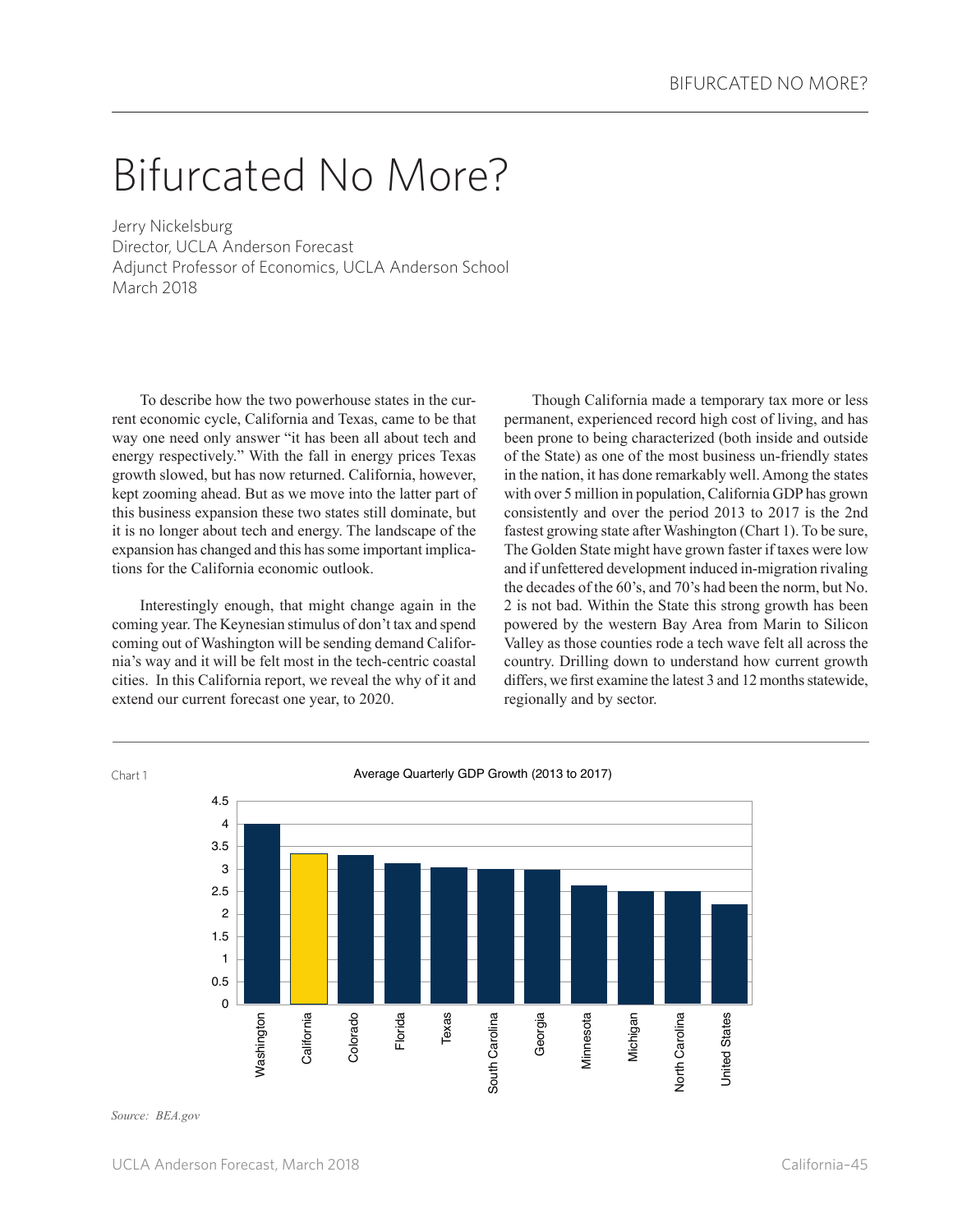# Bifurcated No More?

Jerry Nickelsburg
Director, UCLA Anderson Forecast
Adjunct Professor of Economics, UCLA Anderson School
March 2018

To describe how the two powerhouse states in the current economic cycle, California and Texas, came to be that way one need only answer "it has been all about tech and energy respectively." With the fall in energy prices Texas growth slowed, but has now returned. California, however, kept zooming ahead. But as we move into the latter part of this business expansion these two states still dominate, but it is no longer about tech and energy. The landscape of the expansion has changed and this has some important implications for the California economic outlook.

Interestingly enough, that might change again in the coming year. The Keynesian stimulus of don't tax and spend coming out of Washington will be sending demand California's way and it will be felt most in the tech-centric coastal cities. In this California report, we reveal the why of it and extend our current forecast one year, to 2020.

Though California made a temporary tax more or less permanent, experienced record high cost of living, and has been prone to being characterized (both inside and outside of the State) as one of the most business un-friendly states in the nation, it has done remarkably well. Among the states with over 5 million in population, California GDP has grown consistently and over the period 2013 to 2017 is the 2nd fastest growing state after Washington (Chart 1). To be sure, The Golden State might have grown faster if taxes were low and if unfettered development induced in-migration rivaling the decades of the 60's, and 70's had been the norm, but No. 2 is not bad. Within the State this strong growth has been powered by the western Bay Area from Marin to Silicon Valley as those counties rode a tech wave felt all across the country. Drilling down to understand how current growth differs, we first examine the latest 3 and 12 months statewide, regionally and by sector.

Chart 1

Average Quarterly GDP Growth (2013 to 2017)

| State | Average Quarterly GDP Growth (approx.) |
|---|---|
| Washington | 4.0 |
| California | 3.35 |
| Colorado | 3.3 |
| Florida | 3.1 |
| Texas | 3.05 |
| South Carolina | 3.0 |
| Georgia | 3.0 |
| Minnesota | 2.6 |
| Michigan | 2.5 |
| North Carolina | 2.5 |
| United States | 2.2 |

*Source: BEA.gov*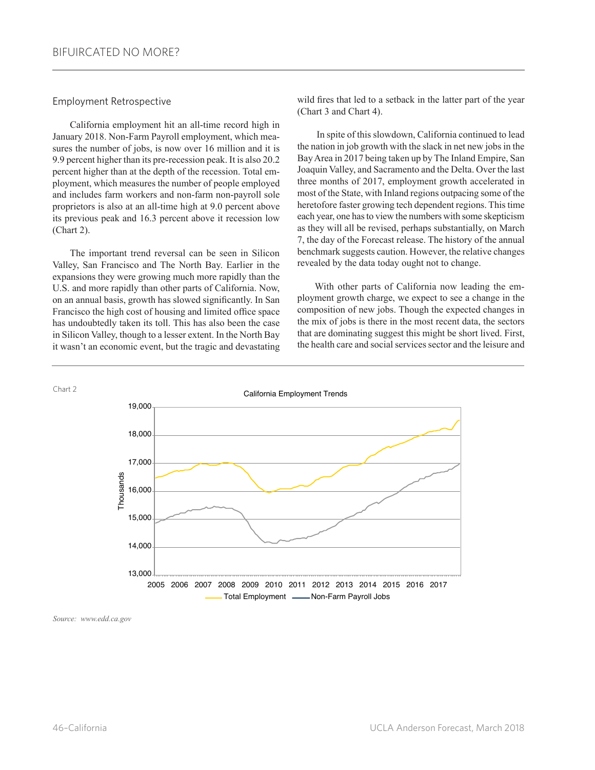## Employment Retrospective

California employment hit an all-time record high in January 2018. Non-Farm Payroll employment, which measures the number of jobs, is now over 16 million and it is 9.9 percent higher than its pre-recession peak. It is also 20.2 percent higher than at the depth of the recession. Total employment, which measures the number of people employed and includes farm workers and non-farm non-payroll sole proprietors is also at an all-time high at 9.0 percent above its previous peak and 16.3 percent above it recession low (Chart 2).

The important trend reversal can be seen in Silicon Valley, San Francisco and The North Bay. Earlier in the expansions they were growing much more rapidly than the U.S. and more rapidly than other parts of California. Now, on an annual basis, growth has slowed significantly. In San Francisco the high cost of housing and limited office space has undoubtedly taken its toll. This has also been the case in Silicon Valley, though to a lesser extent. In the North Bay it wasn't an economic event, but the tragic and devastating wild fires that led to a setback in the latter part of the year (Chart 3 and Chart 4).

In spite of this slowdown, California continued to lead the nation in job growth with the slack in net new jobs in the Bay Area in 2017 being taken up by The Inland Empire, San Joaquin Valley, and Sacramento and the Delta. Over the last three months of 2017, employment growth accelerated in most of the State, with Inland regions outpacing some of the heretofore faster growing tech dependent regions. This time each year, one has to view the numbers with some skepticism as they will all be revised, perhaps substantially, on March 7, the day of the Forecast release. The history of the annual benchmark suggests caution. However, the relative changes revealed by the data today ought not to change.

With other parts of California now leading the employment growth charge, we expect to see a change in the composition of new jobs. Though the expected changes in the mix of jobs is there in the most recent data, the sectors that are dominating suggest this might be short lived. First, the health care and social services sector and the leisure and

Chart 2

California Employment Trends

Total Employment — Non-Farm Payroll Jobs

*Source: www.edd.ca.gov*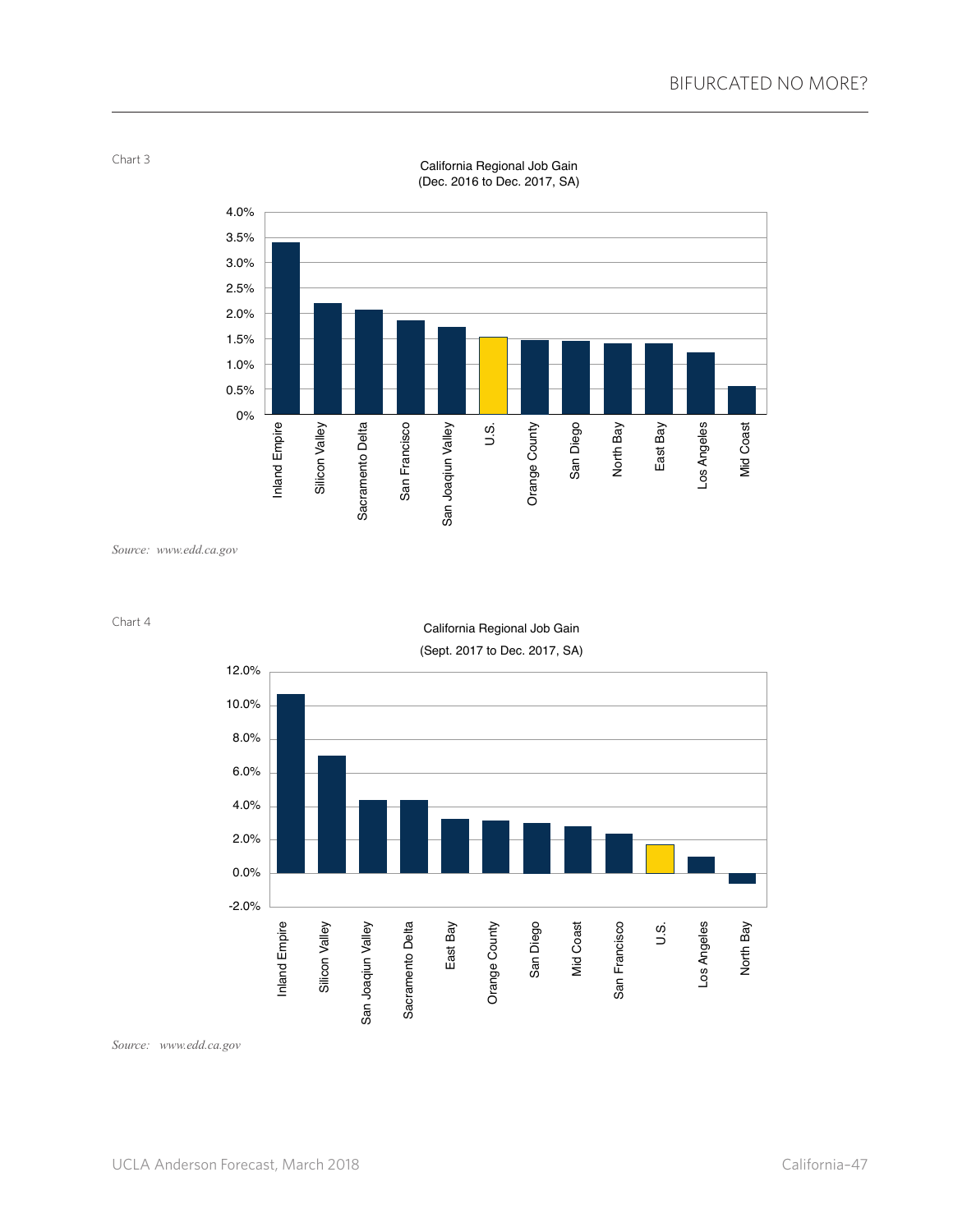Chart 3

California Regional Job Gain
(Dec. 2016 to Dec. 2017, SA)

Source: www.edd.ca.gov

Chart 4

California Regional Job Gain
(Sept. 2017 to Dec. 2017, SA)

Source: www.edd.ca.gov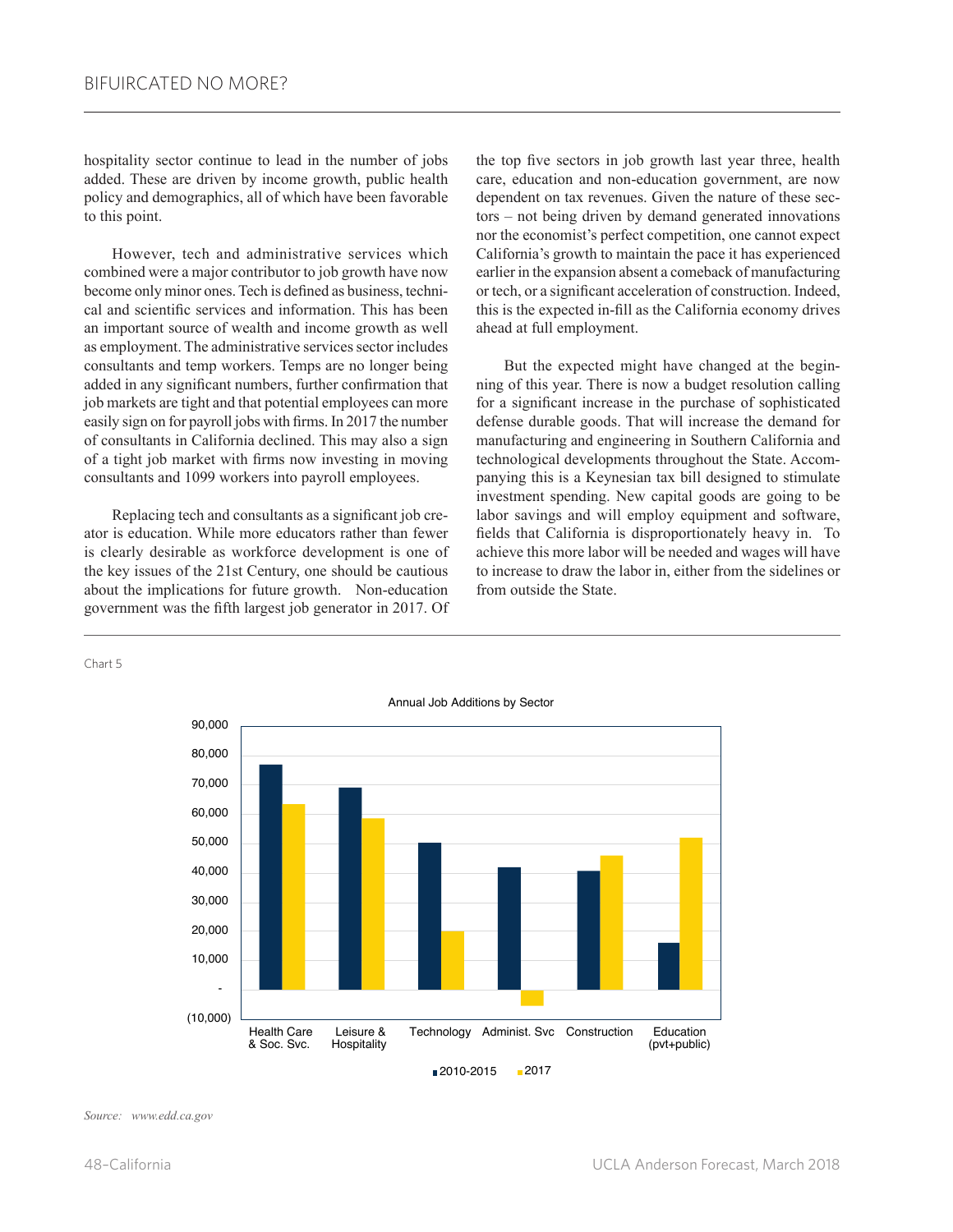hospitality sector continue to lead in the number of jobs added. These are driven by income growth, public health policy and demographics, all of which have been favorable to this point.

However, tech and administrative services which combined were a major contributor to job growth have now become only minor ones. Tech is defined as business, technical and scientific services and information. This has been an important source of wealth and income growth as well as employment. The administrative services sector includes consultants and temp workers. Temps are no longer being added in any significant numbers, further confirmation that job markets are tight and that potential employees can more easily sign on for payroll jobs with firms. In 2017 the number of consultants in California declined. This may also a sign of a tight job market with firms now investing in moving consultants and 1099 workers into payroll employees.

Replacing tech and consultants as a significant job creator is education. While more educators rather than fewer is clearly desirable as workforce development is one of the key issues of the 21st Century, one should be cautious about the implications for future growth. Non-education government was the fifth largest job generator in 2017. Of the top five sectors in job growth last year three, health care, education and non-education government, are now dependent on tax revenues. Given the nature of these sectors – not being driven by demand generated innovations nor the economist's perfect competition, one cannot expect California's growth to maintain the pace it has experienced earlier in the expansion absent a comeback of manufacturing or tech, or a significant acceleration of construction. Indeed, this is the expected in-fill as the California economy drives ahead at full employment.

But the expected might have changed at the beginning of this year. There is now a budget resolution calling for a significant increase in the purchase of sophisticated defense durable goods. That will increase the demand for manufacturing and engineering in Southern California and technological developments throughout the State. Accompanying this is a Keynesian tax bill designed to stimulate investment spending. New capital goods are going to be labor savings and will employ equipment and software, fields that California is disproportionately heavy in. To achieve this more labor will be needed and wages will have to increase to draw the labor in, either from the sidelines or from outside the State.

Chart 5

Annual Job Additions by Sector

| Sector | 2010-2015 | 2017 |
|---|---|---|
| Health Care & Soc. Svc. | ~77,000 | ~63,000 |
| Leisure & Hospitality | ~69,000 | ~58,500 |
| Technology | ~50,000 | ~20,000 |
| Administ. Svc | ~42,000 | ~(5,500) |
| Construction | ~40,500 | ~46,000 |
| Education (pvt+public) | ~16,000 | ~52,000 |

*Source: www.edd.ca.gov*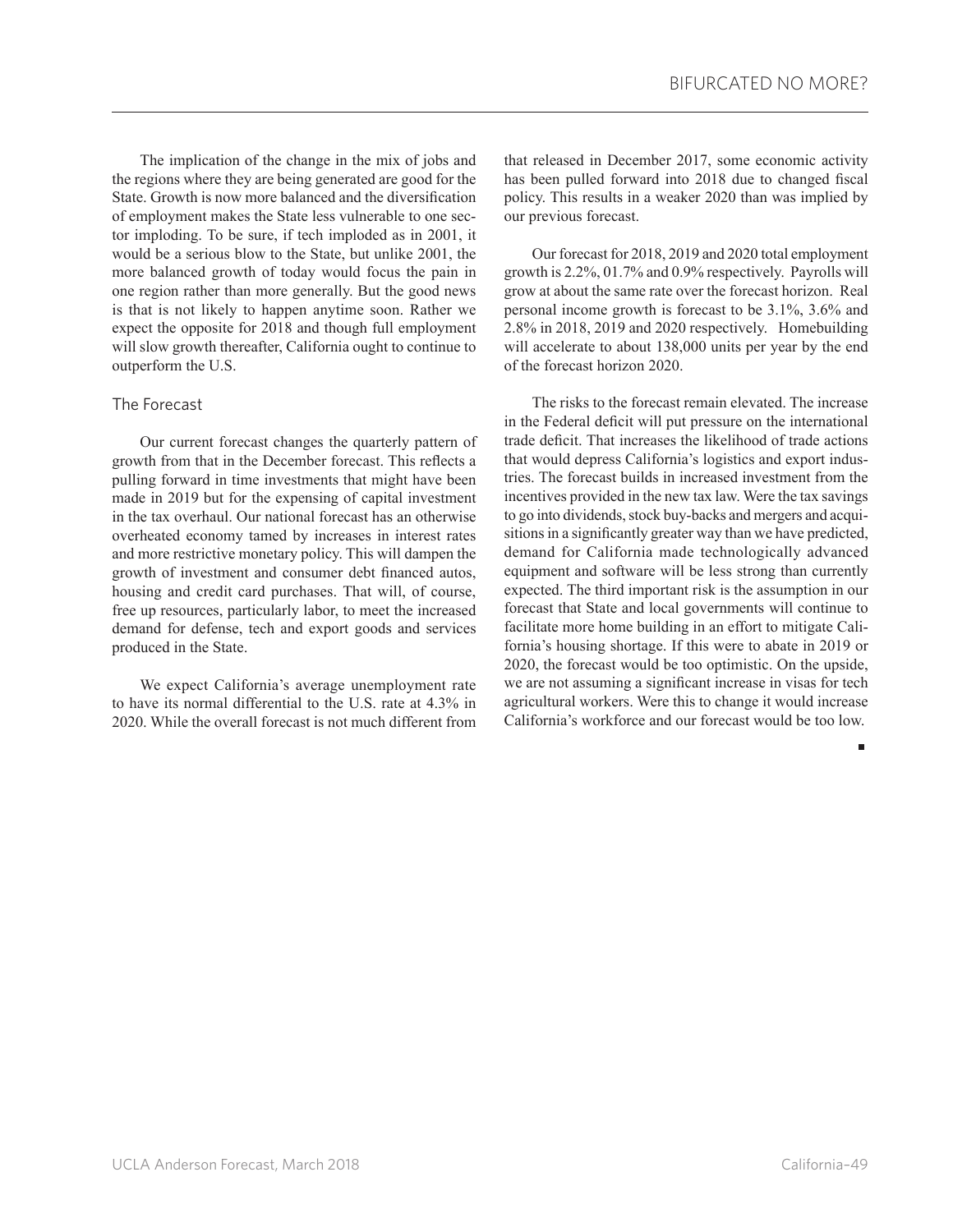The implication of the change in the mix of jobs and the regions where they are being generated are good for the State. Growth is now more balanced and the diversification of employment makes the State less vulnerable to one sector imploding. To be sure, if tech imploded as in 2001, it would be a serious blow to the State, but unlike 2001, the more balanced growth of today would focus the pain in one region rather than more generally. But the good news is that is not likely to happen anytime soon. Rather we expect the opposite for 2018 and though full employment will slow growth thereafter, California ought to continue to outperform the U.S.

## The Forecast

Our current forecast changes the quarterly pattern of growth from that in the December forecast. This reflects a pulling forward in time investments that might have been made in 2019 but for the expensing of capital investment in the tax overhaul. Our national forecast has an otherwise overheated economy tamed by increases in interest rates and more restrictive monetary policy. This will dampen the growth of investment and consumer debt financed autos, housing and credit card purchases. That will, of course, free up resources, particularly labor, to meet the increased demand for defense, tech and export goods and services produced in the State.

We expect California's average unemployment rate to have its normal differential to the U.S. rate at 4.3% in 2020. While the overall forecast is not much different from that released in December 2017, some economic activity has been pulled forward into 2018 due to changed fiscal policy. This results in a weaker 2020 than was implied by our previous forecast.

Our forecast for 2018, 2019 and 2020 total employment growth is 2.2%, 01.7% and 0.9% respectively. Payrolls will grow at about the same rate over the forecast horizon. Real personal income growth is forecast to be 3.1%, 3.6% and 2.8% in 2018, 2019 and 2020 respectively. Homebuilding will accelerate to about 138,000 units per year by the end of the forecast horizon 2020.

The risks to the forecast remain elevated. The increase in the Federal deficit will put pressure on the international trade deficit. That increases the likelihood of trade actions that would depress California's logistics and export industries. The forecast builds in increased investment from the incentives provided in the new tax law. Were the tax savings to go into dividends, stock buy-backs and mergers and acquisitions in a significantly greater way than we have predicted, demand for California made technologically advanced equipment and software will be less strong than currently expected. The third important risk is the assumption in our forecast that State and local governments will continue to facilitate more home building in an effort to mitigate California's housing shortage. If this were to abate in 2019 or 2020, the forecast would be too optimistic. On the upside, we are not assuming a significant increase in visas for tech agricultural workers. Were this to change it would increase California's workforce and our forecast would be too low.